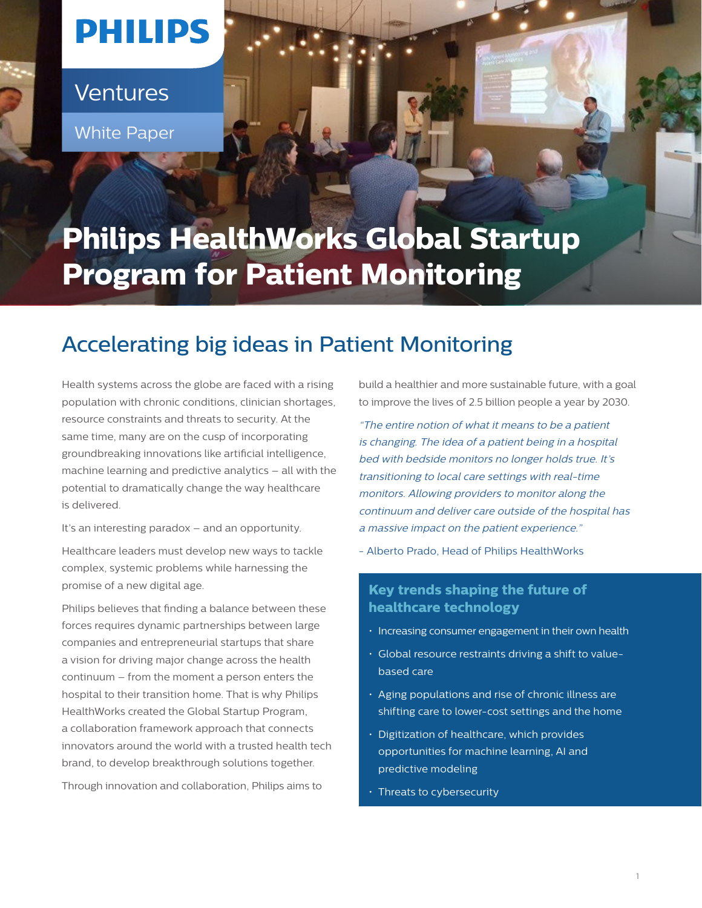PHILIPS

Ventures

White Paper

# Philips HealthWorks Global Startup Program for Patient Monitoring

## Accelerating big ideas in Patient Monitoring

Health systems across the globe are faced with a rising population with chronic conditions, clinician shortages, resource constraints and threats to security. At the same time, many are on the cusp of incorporating groundbreaking innovations like artificial intelligence, machine learning and predictive analytics – all with the potential to dramatically change the way healthcare is delivered.

It's an interesting paradox – and an opportunity.

Healthcare leaders must develop new ways to tackle complex, systemic problems while harnessing the promise of a new digital age.

Philips believes that finding a balance between these forces requires dynamic partnerships between large companies and entrepreneurial startups that share a vision for driving major change across the health continuum – from the moment a person enters the hospital to their transition home. That is why Philips HealthWorks created the Global Startup Program, a collaboration framework approach that connects innovators around the world with a trusted health tech brand, to develop breakthrough solutions together.

Through innovation and collaboration, Philips aims to build a healthier and more sustainable future, with a goal to improve the lives of 2.5 billion people a year by 2030.

*"The entire notion of what it means to be a patient is changing. The idea of a patient being in a hospital bed with bedside monitors no longer holds true. It's transitioning to local care settings with real-time monitors. Allowing providers to monitor along the continuum and deliver care outside of the hospital has a massive impact on the patient experience."*

\- Alberto Prado, Head of Philips HealthWorks

### Key trends shaping the future of healthcare technology

- Increasing consumer engagement in their own health
- Global resource restraints driving a shift to value-based care
- Aging populations and rise of chronic illness are shifting care to lower-cost settings and the home
- Digitization of healthcare, which provides opportunities for machine learning, AI and predictive modeling
- Threats to cybersecurity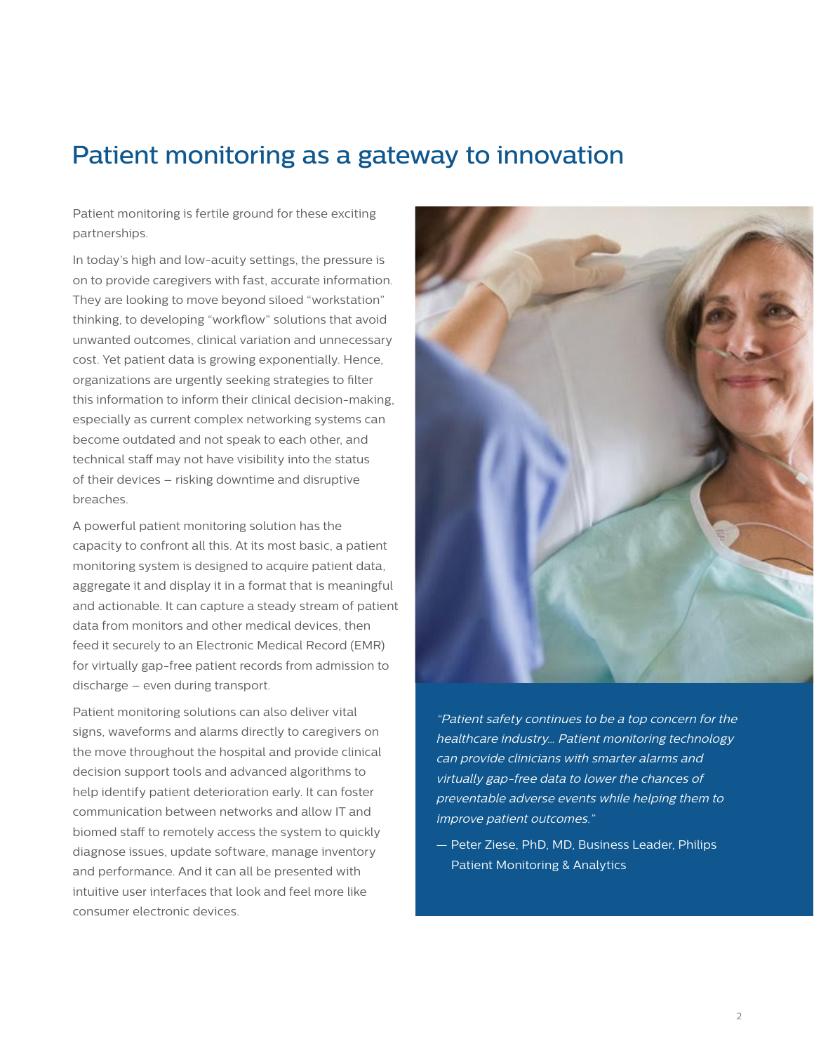# Patient monitoring as a gateway to innovation

Patient monitoring is fertile ground for these exciting partnerships.

In today's high and low-acuity settings, the pressure is on to provide caregivers with fast, accurate information. They are looking to move beyond siloed "workstation" thinking, to developing "workflow" solutions that avoid unwanted outcomes, clinical variation and unnecessary cost. Yet patient data is growing exponentially. Hence, organizations are urgently seeking strategies to filter this information to inform their clinical decision-making, especially as current complex networking systems can become outdated and not speak to each other, and technical staff may not have visibility into the status of their devices – risking downtime and disruptive breaches.

A powerful patient monitoring solution has the capacity to confront all this. At its most basic, a patient monitoring system is designed to acquire patient data, aggregate it and display it in a format that is meaningful and actionable. It can capture a steady stream of patient data from monitors and other medical devices, then feed it securely to an Electronic Medical Record (EMR) for virtually gap-free patient records from admission to discharge – even during transport.

Patient monitoring solutions can also deliver vital signs, waveforms and alarms directly to caregivers on the move throughout the hospital and provide clinical decision support tools and advanced algorithms to help identify patient deterioration early. It can foster communication between networks and allow IT and biomed staff to remotely access the system to quickly diagnose issues, update software, manage inventory and performance. And it can all be presented with intuitive user interfaces that look and feel more like consumer electronic devices.

*"Patient safety continues to be a top concern for the healthcare industry… Patient monitoring technology can provide clinicians with smarter alarms and virtually gap-free data to lower the chances of preventable adverse events while helping them to improve patient outcomes."*

— Peter Ziese, PhD, MD, Business Leader, Philips Patient Monitoring & Analytics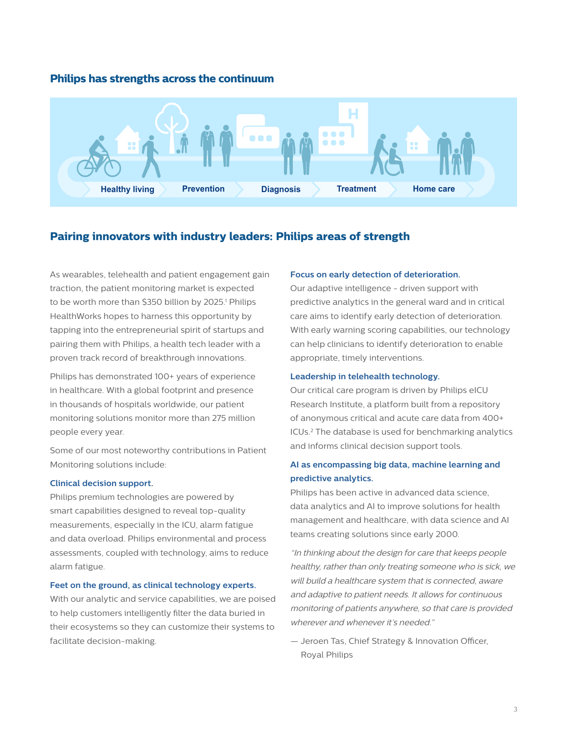## Philips has strengths across the continuum

Healthy living · Prevention · Diagnosis · Treatment · Home care

## Pairing innovators with industry leaders: Philips areas of strength

As wearables, telehealth and patient engagement gain traction, the patient monitoring market is expected to be worth more than $350 billion by 2025.[1] Philips HealthWorks hopes to harness this opportunity by tapping into the entrepreneurial spirit of startups and pairing them with Philips, a health tech leader with a proven track record of breakthrough innovations.

Philips has demonstrated 100+ years of experience in healthcare. With a global footprint and presence in thousands of hospitals worldwide, our patient monitoring solutions monitor more than 275 million people every year.

Some of our most noteworthy contributions in Patient Monitoring solutions include:

**Clinical decision support.**
Philips premium technologies are powered by smart capabilities designed to reveal top-quality measurements, especially in the ICU, alarm fatigue and data overload. Philips environmental and process assessments, coupled with technology, aims to reduce alarm fatigue.

**Feet on the ground, as clinical technology experts.**
With our analytic and service capabilities, we are poised to help customers intelligently filter the data buried in their ecosystems so they can customize their systems to facilitate decision-making.

**Focus on early detection of deterioration.**
Our adaptive intelligence - driven support with predictive analytics in the general ward and in critical care aims to identify early detection of deterioration. With early warning scoring capabilities, our technology can help clinicians to identify deterioration to enable appropriate, timely interventions.

**Leadership in telehealth technology.**
Our critical care program is driven by Philips eICU Research Institute, a platform built from a repository of anonymous critical and acute care data from 400+ ICUs.[2] The database is used for benchmarking analytics and informs clinical decision support tools.

**AI as encompassing big data, machine learning and predictive analytics.**
Philips has been active in advanced data science, data analytics and AI to improve solutions for health management and healthcare, with data science and AI teams creating solutions since early 2000.

*"In thinking about the design for care that keeps people healthy, rather than only treating someone who is sick, we will build a healthcare system that is connected, aware and adaptive to patient needs. It allows for continuous monitoring of patients anywhere, so that care is provided wherever and whenever it's needed."*

— Jeroen Tas, Chief Strategy & Innovation Officer, Royal Philips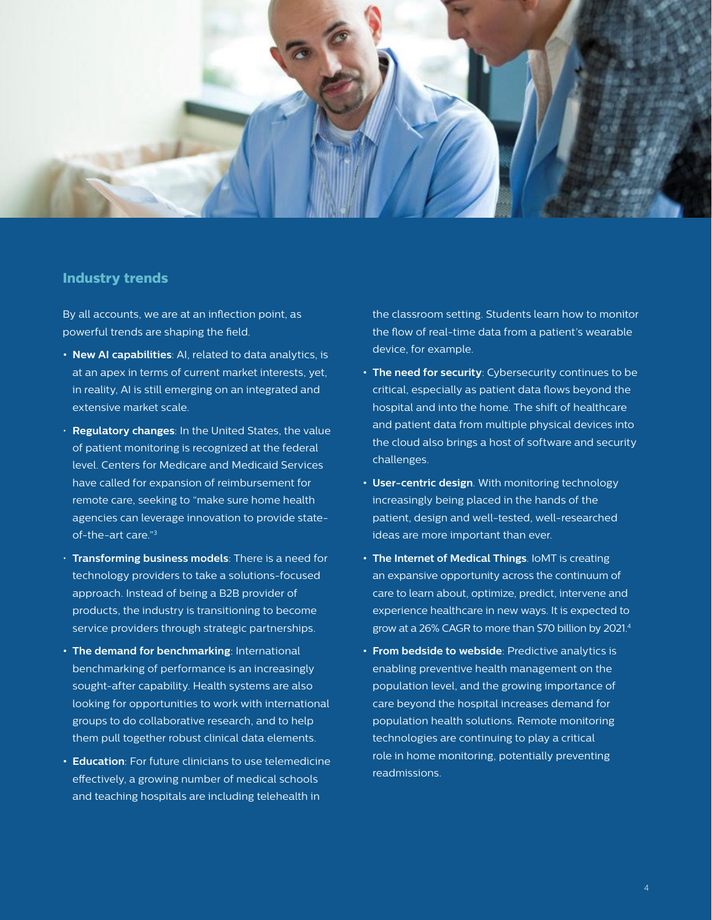## Industry trends

By all accounts, we are at an inflection point, as powerful trends are shaping the field.

- **New AI capabilities**: AI, related to data analytics, is at an apex in terms of current market interests, yet, in reality, AI is still emerging on an integrated and extensive market scale.
- **Regulatory changes**: In the United States, the value of patient monitoring is recognized at the federal level. Centers for Medicare and Medicaid Services have called for expansion of reimbursement for remote care, seeking to "make sure home health agencies can leverage innovation to provide state-of-the-art care."[3]
- **Transforming business models**: There is a need for technology providers to take a solutions-focused approach. Instead of being a B2B provider of products, the industry is transitioning to become service providers through strategic partnerships.
- **The demand for benchmarking**: International benchmarking of performance is an increasingly sought-after capability. Health systems are also looking for opportunities to work with international groups to do collaborative research, and to help them pull together robust clinical data elements.
- **Education**: For future clinicians to use telemedicine effectively, a growing number of medical schools and teaching hospitals are including telehealth in the classroom setting. Students learn how to monitor the flow of real-time data from a patient's wearable device, for example.
- **The need for security**: Cybersecurity continues to be critical, especially as patient data flows beyond the hospital and into the home. The shift of healthcare and patient data from multiple physical devices into the cloud also brings a host of software and security challenges.
- **User-centric design**. With monitoring technology increasingly being placed in the hands of the patient, design and well-tested, well-researched ideas are more important than ever.
- **The Internet of Medical Things**. IoMT is creating an expansive opportunity across the continuum of care to learn about, optimize, predict, intervene and experience healthcare in new ways. It is expected to grow at a 26% CAGR to more than $70 billion by 2021.[4]
- **From bedside to webside**: Predictive analytics is enabling preventive health management on the population level, and the growing importance of care beyond the hospital increases demand for population health solutions. Remote monitoring technologies are continuing to play a critical role in home monitoring, potentially preventing readmissions.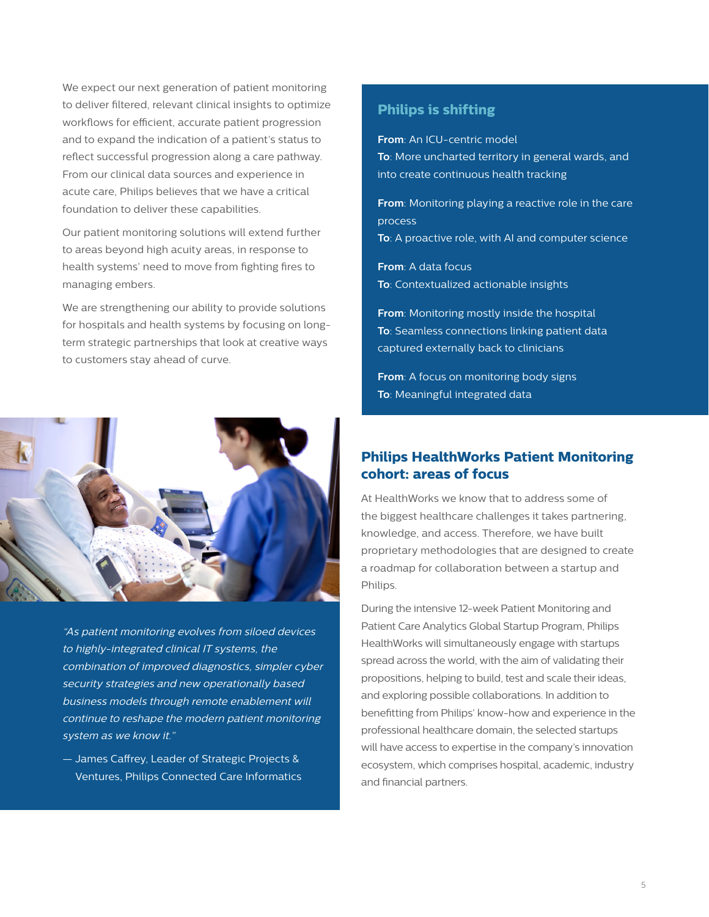We expect our next generation of patient monitoring to deliver filtered, relevant clinical insights to optimize workflows for efficient, accurate patient progression and to expand the indication of a patient's status to reflect successful progression along a care pathway. From our clinical data sources and experience in acute care, Philips believes that we have a critical foundation to deliver these capabilities.

Our patient monitoring solutions will extend further to areas beyond high acuity areas, in response to health systems' need to move from fighting fires to managing embers.

We are strengthening our ability to provide solutions for hospitals and health systems by focusing on long-term strategic partnerships that look at creative ways to customers stay ahead of curve.

## Philips is shifting

**From**: An ICU-centric model
**To**: More uncharted territory in general wards, and into create continuous health tracking

**From**: Monitoring playing a reactive role in the care process
**To**: A proactive role, with AI and computer science

**From**: A data focus
**To**: Contextualized actionable insights

**From**: Monitoring mostly inside the hospital
**To**: Seamless connections linking patient data captured externally back to clinicians

**From**: A focus on monitoring body signs
**To**: Meaningful integrated data

*"As patient monitoring evolves from siloed devices to highly-integrated clinical IT systems, the combination of improved diagnostics, simpler cyber security strategies and new operationally based business models through remote enablement will continue to reshape the modern patient monitoring system as we know it."*

— James Caffrey, Leader of Strategic Projects & Ventures, Philips Connected Care Informatics

## Philips HealthWorks Patient Monitoring cohort: areas of focus

At HealthWorks we know that to address some of the biggest healthcare challenges it takes partnering, knowledge, and access. Therefore, we have built proprietary methodologies that are designed to create a roadmap for collaboration between a startup and Philips.

During the intensive 12-week Patient Monitoring and Patient Care Analytics Global Startup Program, Philips HealthWorks will simultaneously engage with startups spread across the world, with the aim of validating their propositions, helping to build, test and scale their ideas, and exploring possible collaborations. In addition to benefitting from Philips' know-how and experience in the professional healthcare domain, the selected startups will have access to expertise in the company's innovation ecosystem, which comprises hospital, academic, industry and financial partners.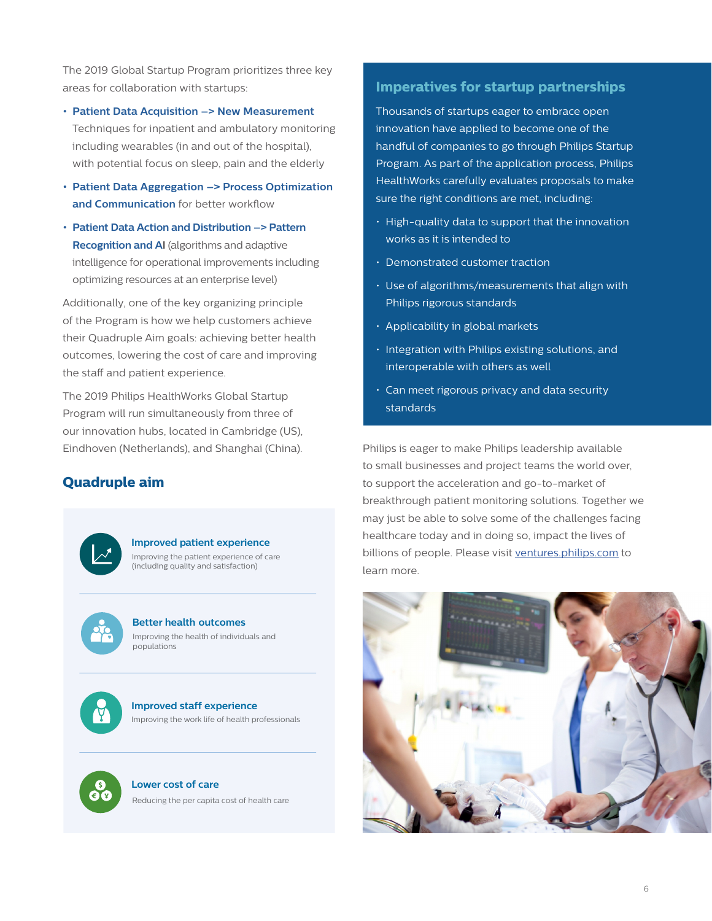The 2019 Global Startup Program prioritizes three key areas for collaboration with startups:

- **Patient Data Acquisition –> New Measurement** Techniques for inpatient and ambulatory monitoring including wearables (in and out of the hospital), with potential focus on sleep, pain and the elderly
- **Patient Data Aggregation –> Process Optimization and Communication** for better workflow
- **Patient Data Action and Distribution –> Pattern Recognition and AI** (algorithms and adaptive intelligence for operational improvements including optimizing resources at an enterprise level)

Additionally, one of the key organizing principle of the Program is how we help customers achieve their Quadruple Aim goals: achieving better health outcomes, lowering the cost of care and improving the staff and patient experience.

The 2019 Philips HealthWorks Global Startup Program will run simultaneously from three of our innovation hubs, located in Cambridge (US), Eindhoven (Netherlands), and Shanghai (China).

## Quadruple aim

**Improved patient experience**
Improving the patient experience of care (including quality and satisfaction)

**Better health outcomes**
Improving the health of individuals and populations

**Improved staff experience**
Improving the work life of health professionals

**Lower cost of care**
Reducing the per capita cost of health care

## Imperatives for startup partnerships

Thousands of startups eager to embrace open innovation have applied to become one of the handful of companies to go through Philips Startup Program. As part of the application process, Philips HealthWorks carefully evaluates proposals to make sure the right conditions are met, including:

- High-quality data to support that the innovation works as it is intended to
- Demonstrated customer traction
- Use of algorithms/measurements that align with Philips rigorous standards
- Applicability in global markets
- Integration with Philips existing solutions, and interoperable with others as well
- Can meet rigorous privacy and data security standards

Philips is eager to make Philips leadership available to small businesses and project teams the world over, to support the acceleration and go-to-market of breakthrough patient monitoring solutions. Together we may just be able to solve some of the challenges facing healthcare today and in doing so, impact the lives of billions of people. Please visit ventures.philips.com to learn more.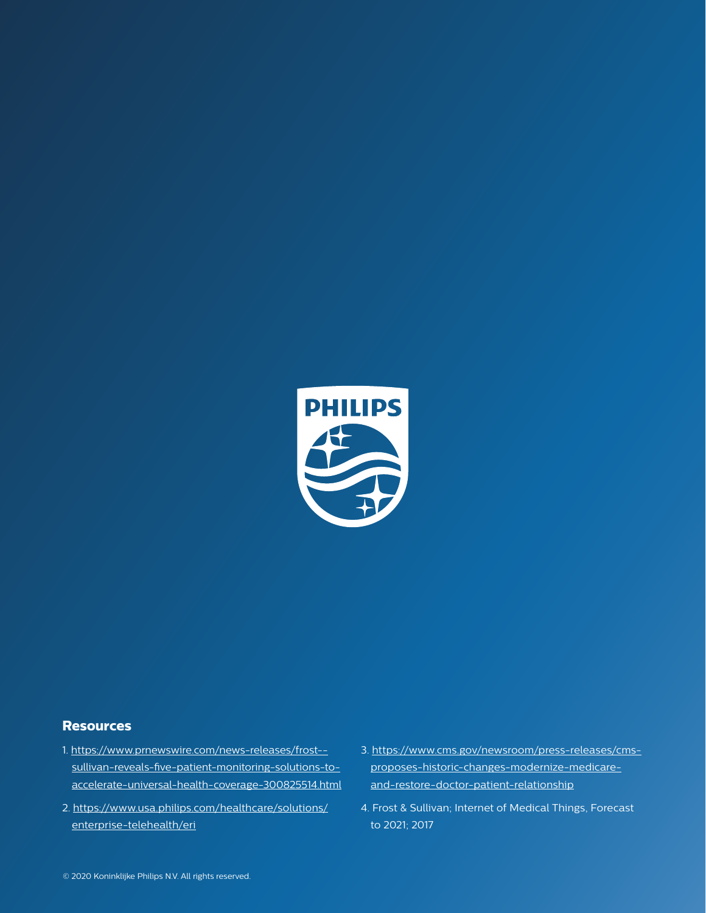## Resources

1. https://www.prnewswire.com/news-releases/frost--sullivan-reveals-five-patient-monitoring-solutions-to-accelerate-universal-health-coverage-300825514.html
2. https://www.usa.philips.com/healthcare/solutions/enterprise-telehealth/eri
3. https://www.cms.gov/newsroom/press-releases/cms-proposes-historic-changes-modernize-medicare-and-restore-doctor-patient-relationship
4. Frost & Sullivan; Internet of Medical Things, Forecast to 2021; 2017

© 2020 Koninklijke Philips N.V. All rights reserved.